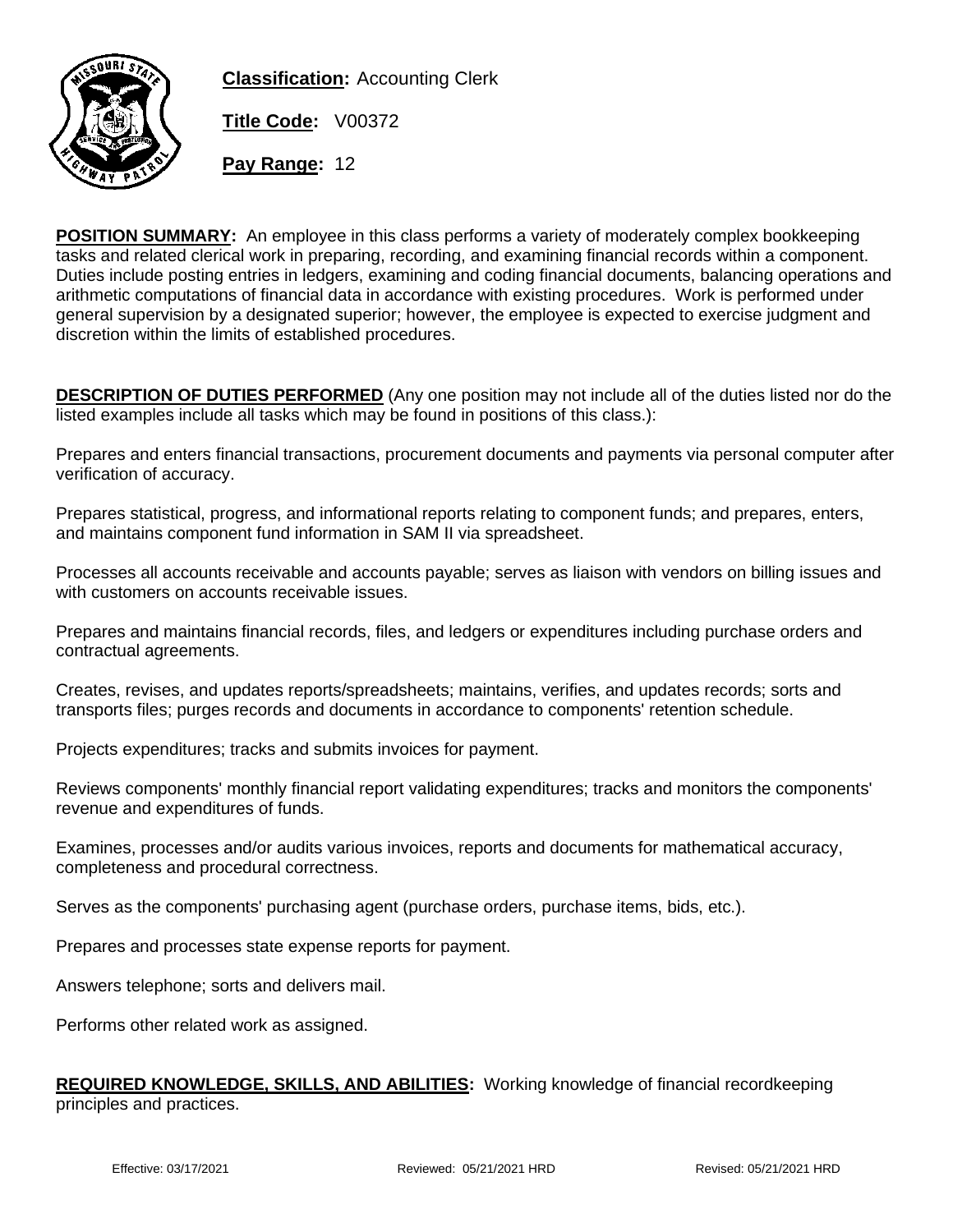**Classification:** Accounting Clerk

**Title Code:** V00372

**Pay Range:** 12

**POSITION SUMMARY:** An employee in this class performs a variety of moderately complex bookkeeping tasks and related clerical work in preparing, recording, and examining financial records within a component. Duties include posting entries in ledgers, examining and coding financial documents, balancing operations and arithmetic computations of financial data in accordance with existing procedures. Work is performed under general supervision by a designated superior; however, the employee is expected to exercise judgment and discretion within the limits of established procedures.

**DESCRIPTION OF DUTIES PERFORMED** (Any one position may not include all of the duties listed nor do the listed examples include all tasks which may be found in positions of this class.):

Prepares and enters financial transactions, procurement documents and payments via personal computer after verification of accuracy.

Prepares statistical, progress, and informational reports relating to component funds; and prepares, enters, and maintains component fund information in SAM II via spreadsheet.

Processes all accounts receivable and accounts payable; serves as liaison with vendors on billing issues and with customers on accounts receivable issues.

Prepares and maintains financial records, files, and ledgers or expenditures including purchase orders and contractual agreements.

Creates, revises, and updates reports/spreadsheets; maintains, verifies, and updates records; sorts and transports files; purges records and documents in accordance to components' retention schedule.

Projects expenditures; tracks and submits invoices for payment.

Reviews components' monthly financial report validating expenditures; tracks and monitors the components' revenue and expenditures of funds.

Examines, processes and/or audits various invoices, reports and documents for mathematical accuracy, completeness and procedural correctness.

Serves as the components' purchasing agent (purchase orders, purchase items, bids, etc.).

Prepares and processes state expense reports for payment.

Answers telephone; sorts and delivers mail.

Performs other related work as assigned.

**REQUIRED KNOWLEDGE, SKILLS, AND ABILITIES:** Working knowledge of financial recordkeeping principles and practices.

Effective: 03/17/2021 Reviewed: 05/21/2021 HRD Revised: 05/21/2021 HRD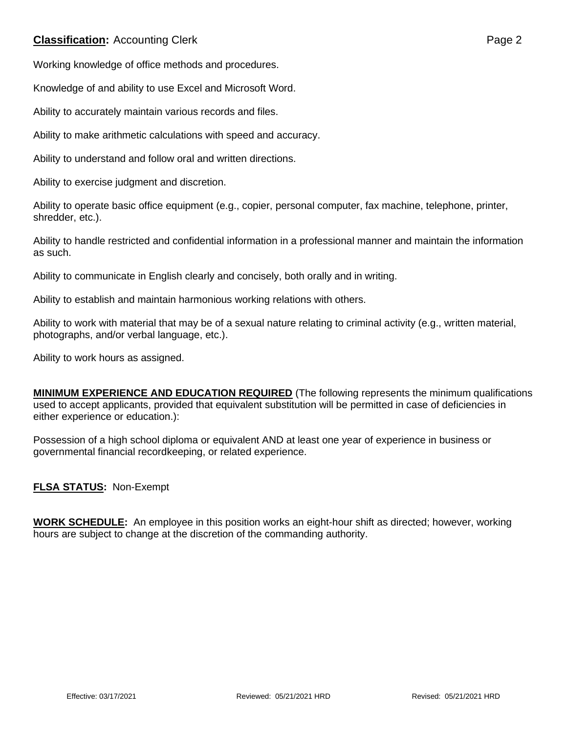Working knowledge of office methods and procedures.

Knowledge of and ability to use Excel and Microsoft Word.

Ability to accurately maintain various records and files.

Ability to make arithmetic calculations with speed and accuracy.

Ability to understand and follow oral and written directions.

Ability to exercise judgment and discretion.

Ability to operate basic office equipment (e.g., copier, personal computer, fax machine, telephone, printer, shredder, etc.).

Ability to handle restricted and confidential information in a professional manner and maintain the information as such.

Ability to communicate in English clearly and concisely, both orally and in writing.

Ability to establish and maintain harmonious working relations with others.

Ability to work with material that may be of a sexual nature relating to criminal activity (e.g., written material, photographs, and/or verbal language, etc.).

Ability to work hours as assigned.

**MINIMUM EXPERIENCE AND EDUCATION REQUIRED** (The following represents the minimum qualifications used to accept applicants, provided that equivalent substitution will be permitted in case of deficiencies in either experience or education.):

Possession of a high school diploma or equivalent AND at least one year of experience in business or governmental financial recordkeeping, or related experience.

**FLSA STATUS:** Non-Exempt

**WORK SCHEDULE:** An employee in this position works an eight-hour shift as directed; however, working hours are subject to change at the discretion of the commanding authority.

Effective: 03/17/2021 Reviewed: 05/21/2021 HRD Revised: 05/21/2021 HRD